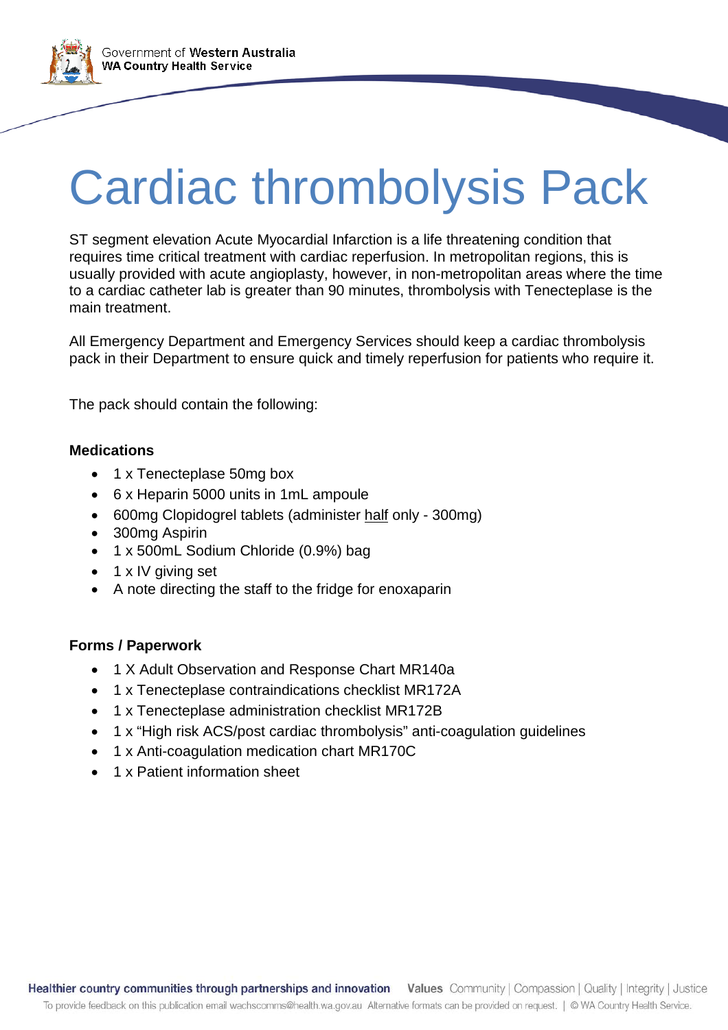Government of Western Australia
WA Country Health Service

# Cardiac thrombolysis Pack

ST segment elevation Acute Myocardial Infarction is a life threatening condition that requires time critical treatment with cardiac reperfusion. In metropolitan regions, this is usually provided with acute angioplasty, however, in non-metropolitan areas where the time to a cardiac catheter lab is greater than 90 minutes, thrombolysis with Tenecteplase is the main treatment.

All Emergency Department and Emergency Services should keep a cardiac thrombolysis pack in their Department to ensure quick and timely reperfusion for patients who require it.

The pack should contain the following:

**Medications**

- 1 x Tenecteplase 50mg box
- 6 x Heparin 5000 units in 1mL ampoule
- 600mg Clopidogrel tablets (administer <u>half</u> only - 300mg)
- 300mg Aspirin
- 1 x 500mL Sodium Chloride (0.9%) bag
- 1 x IV giving set
- A note directing the staff to the fridge for enoxaparin

**Forms / Paperwork**

- 1 X Adult Observation and Response Chart MR140a
- 1 x Tenecteplase contraindications checklist MR172A
- 1 x Tenecteplase administration checklist MR172B
- 1 x "High risk ACS/post cardiac thrombolysis" anti-coagulation guidelines
- 1 x Anti-coagulation medication chart MR170C
- 1 x Patient information sheet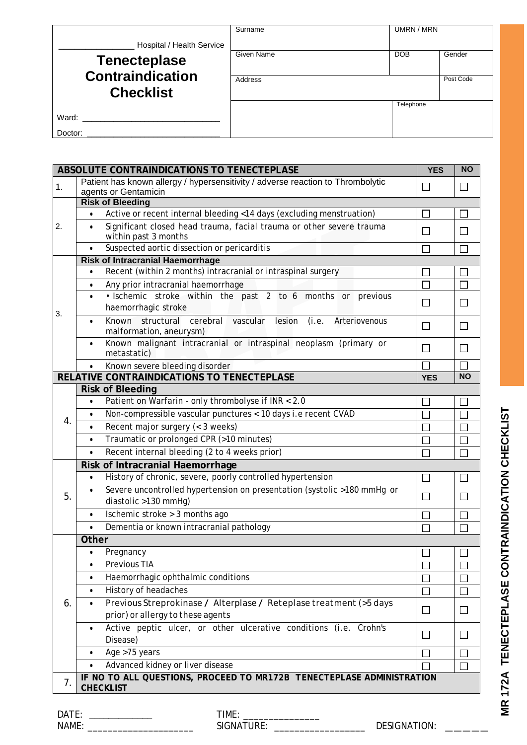| _________________ Hospital / Health Service | Surname | UMRN / MRN | |
|---|---|---|---|
| **Tenecteplase Contraindication Checklist** | Given Name | DOB | Gender |
| | Address | | Post Code |
| Ward: ______________________________ | | Telephone | |
| Doctor: ______________________________ | | | |

| | **ABSOLUTE CONTRAINDICATIONS TO TENECTEPLASE** | **YES** | **NO** |
|---|---|---|---|
| 1. | Patient has known allergy / hypersensitivity / adverse reaction to Thrombolytic agents or Gentamicin | ☐ | ☐ |
| 2. | **Risk of Bleeding** | | |
| | • Active or recent internal bleeding <14 days (excluding menstruation) | ☐ | ☐ |
| | • Significant closed head trauma, facial trauma or other severe trauma within past 3 months | ☐ | ☐ |
| | • Suspected aortic dissection or pericarditis | ☐ | ☐ |
| 3. | **Risk of Intracranial Haemorrhage** | | |
| | • Recent (within 2 months) intracranial or intraspinal surgery | ☐ | ☐ |
| | • Any prior intracranial haemorrhage | ☐ | ☐ |
| | • • Ischemic stroke within the past 2 to 6 months or previous haemorrhagic stroke | ☐ | ☐ |
| | • Known structural cerebral vascular lesion (i.e. Arteriovenous malformation, aneurysm) | ☐ | ☐ |
| | • Known malignant intracranial or intraspinal neoplasm (primary or metastatic) | ☐ | ☐ |
| | • Known severe bleeding disorder | ☐ | ☐ |
| | **RELATIVE CONTRAINDICATIONS TO TENECTEPLASE** | **YES** | **NO** |
| 4. | **Risk of Bleeding** | | |
| | • Patient on Warfarin - only thrombolyse if INR < 2.0 | ☐ | ☐ |
| | • Non-compressible vascular punctures < 10 days i.e recent CVAD | ☐ | ☐ |
| | • Recent major surgery (< 3 weeks) | ☐ | ☐ |
| | • Traumatic or prolonged CPR (>10 minutes) | ☐ | ☐ |
| | • Recent internal bleeding (2 to 4 weeks prior) | ☐ | ☐ |
| 5. | **Risk of Intracranial Haemorrhage** | | |
| | • History of chronic, severe, poorly controlled hypertension | ☐ | ☐ |
| | • Severe uncontrolled hypertension on presentation (systolic >180 mmHg or diastolic >130 mmHg) | ☐ | ☐ |
| | • Ischemic stroke > 3 months ago | ☐ | ☐ |
| | • Dementia or known intracranial pathology | ☐ | ☐ |
| 6. | **Other** | | |
| | • Pregnancy | ☐ | ☐ |
| | • Previous TIA | ☐ | ☐ |
| | • Haemorrhagic ophthalmic conditions | ☐ | ☐ |
| | • History of headaches | ☐ | ☐ |
| | • Previous Streprokinase / Alterplase / Reteplase treatment (>5 days prior) or allergy to these agents | ☐ | ☐ |
| | • Active peptic ulcer, or other ulcerative conditions (i.e. Crohn's Disease) | ☐ | ☐ |
| | • Age >75 years | ☐ | ☐ |
| | • Advanced kidney or liver disease | ☐ | ☐ |
| 7. | **IF NO TO ALL QUESTIONS, PROCEED TO MR172B TENECTEPLASE ADMINISTRATION CHECKLIST** | | |

DATE: _____________ TIME: ______________

NAME: ____________________ SIGNATURE: ________________ DESIGNATION: ______

**MR 172A TENECTEPLASE CONTRAINDICATION CHECKLIST**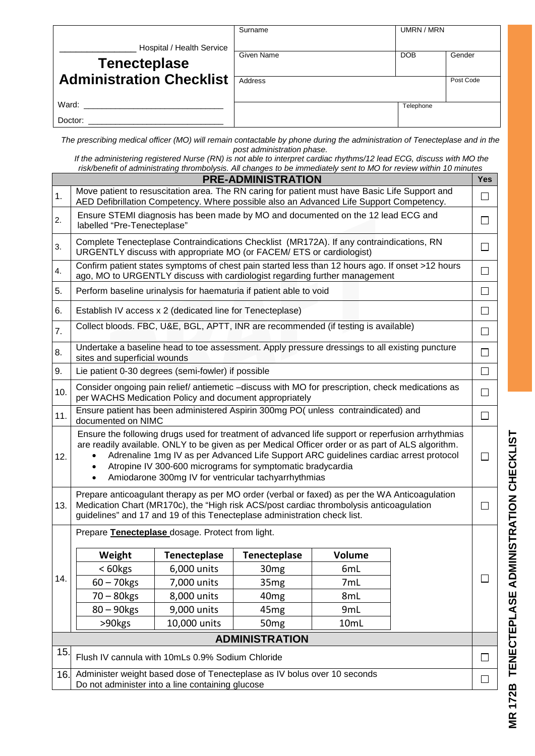| _______________ Hospital / Health Service | Surname | UMRN / MRN | |
|---|---|---|---|
| **Tenecteplase Administration Checklist** | Given Name | DOB | Gender |
| | Address | | Post Code |
| Ward: ___________________________ | | Telephone | |
| Doctor: ___________________________ | | | |

*The prescribing medical officer (MO) will remain contactable by phone during the administration of Tenecteplase and in the post administration phase.*
*If the administering registered Nurse (RN) is not able to interpret cardiac rhythms/12 lead ECG, discuss with MO the risk/benefit of administrating thrombolysis. All changes to be immediately sent to MO for review within 10 minutes*

| | **PRE-ADMINISTRATION** | **Yes** |
|---|---|---|
| 1. | Move patient to resuscitation area. The RN caring for patient must have Basic Life Support and AED Defibrillation Competency. Where possible also an Advanced Life Support Competency. | ☐ |
| 2. | Ensure STEMI diagnosis has been made by MO and documented on the 12 lead ECG and labelled "Pre-Tenecteplase" | ☐ |
| 3. | Complete Tenecteplase Contraindications Checklist (MR172A). If any contraindications, RN URGENTLY discuss with appropriate MO (or FACEM/ ETS or cardiologist) | ☐ |
| 4. | Confirm patient states symptoms of chest pain started less than 12 hours ago. If onset >12 hours ago, MO to URGENTLY discuss with cardiologist regarding further management | ☐ |
| 5. | Perform baseline urinalysis for haematuria if patient able to void | ☐ |
| 6. | Establish IV access x 2 (dedicated line for Tenecteplase) | ☐ |
| 7. | Collect bloods. FBC, U&E, BGL, APTT, INR are recommended (if testing is available) | ☐ |
| 8. | Undertake a baseline head to toe assessment. Apply pressure dressings to all existing puncture sites and superficial wounds | ☐ |
| 9. | Lie patient 0-30 degrees (semi-fowler) if possible | ☐ |
| 10. | Consider ongoing pain relief/ antiemetic –discuss with MO for prescription, check medications as per WACHS Medication Policy and document appropriately | ☐ |
| 11. | Ensure patient has been administered Aspirin 300mg PO( unless contraindicated) and documented on NIMC | ☐ |
| 12. | Ensure the following drugs used for treatment of advanced life support or reperfusion arrhythmias are readily available. ONLY to be given as per Medical Officer order or as part of ALS algorithm.<br>• Adrenaline 1mg IV as per Advanced Life Support ARC guidelines cardiac arrest protocol<br>• Atropine IV 300-600 micrograms for symptomatic bradycardia<br>• Amiodarone 300mg IV for ventricular tachyarrhythmias | ☐ |
| 13. | Prepare anticoagulant therapy as per MO order (verbal or faxed) as per the WA Anticoagulation Medication Chart (MR170c), the "High risk ACS/post cardiac thrombolysis anticoagulation guidelines" and 17 and 19 of this Tenecteplase administration check list. | ☐ |
| 14. | Prepare **Tenecteplase** dosage. Protect from light. (see dosage table below) | ☐ |
| | **ADMINISTRATION** | |
| 15. | Flush IV cannula with 10mLs 0.9% Sodium Chloride | ☐ |
| 16. | Administer weight based dose of Tenecteplase as IV bolus over 10 seconds<br>Do not administer into a line containing glucose | ☐ |

Tenecteplase dosage (item 14):

| Weight | Tenecteplase | Tenecteplase | Volume |
|---|---|---|---|
| < 60kgs | 6,000 units | 30mg | 6mL |
| 60 – 70kgs | 7,000 units | 35mg | 7mL |
| 70 – 80kgs | 8,000 units | 40mg | 8mL |
| 80 – 90kgs | 9,000 units | 45mg | 9mL |
| >90kgs | 10,000 units | 50mg | 10mL |

MR 172B TENECTEPLASE ADMINISTRATION CHECKLIST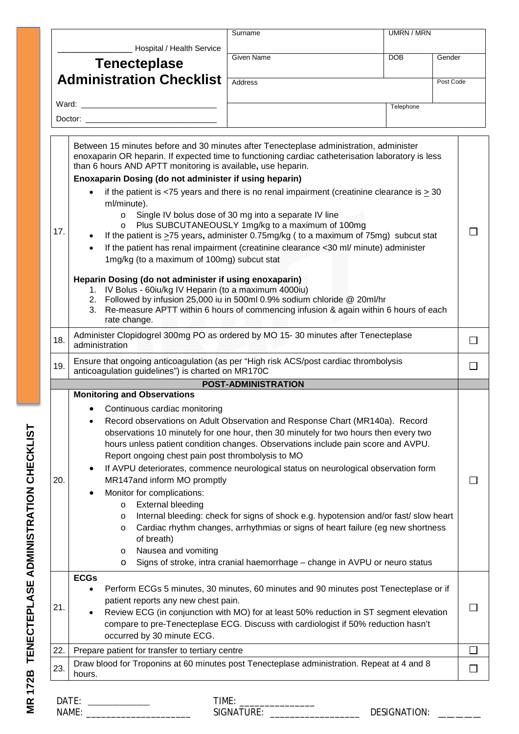| ________________ Hospital / Health Service | Surname | UMRN / MRN | |
|---|---|---|---|
| **Tenecteplase Administration Checklist** | Given Name | DOB | Gender |
| | Address | | Post Code |
| Ward: ______________________________ | | Telephone | |
| Doctor: ______________________________ | | | |

| | | |
|---|---|---|
| 17. | Between 15 minutes before and 30 minutes after Tenecteplase administration, administer enoxaparin OR heparin. If expected time to functioning cardiac catheterisation laboratory is less than 6 hours AND APTT monitoring is available**,** use heparin.<br>**Enoxaparin Dosing (do not administer if using heparin)**<br>• if the patient is <75 years and there is no renal impairment (creatinine clearance is $\geq$ 30 ml/minute).<br>  o Single IV bolus dose of 30 mg into a separate IV line<br>  o Plus SUBCUTANEOUSLY 1mg/kg to a maximum of 100mg<br>• If the patient is $\geq$75 years**,** administer 0.75mg/kg ( to a maximum of 75mg) subcut stat<br>• If the patient has renal impairment (creatinine clearance <30 ml/ minute) administer 1mg/kg (to a maximum of 100mg) subcut stat<br><br>**Heparin Dosing (do not administer if using enoxaparin)**<br>1. IV Bolus - 60iu/kg IV Heparin (to a maximum 4000iu)<br>2. Followed by infusion 25,000 iu in 500ml 0.9% sodium chloride @ 20ml/hr<br>3. Re-measure APTT within 6 hours of commencing infusion & again within 6 hours of each rate change. | ☐ |
| 18. | Administer Clopidogrel 300mg PO as ordered by MO 15- 30 minutes after Tenecteplase administration | ☐ |
| 19. | Ensure that ongoing anticoagulation (as per "High risk ACS/post cardiac thrombolysis anticoagulation guidelines") is charted on MR170C | ☐ |
| | **POST-ADMINISTRATION** | |
| 20. | **Monitoring and Observations**<br>• Continuous cardiac monitoring<br>• Record observations on Adult Observation and Response Chart (MR140a). Record observations 10 minutely for one hour, then 30 minutely for two hours then every two hours unless patient condition changes. Observations include pain score and AVPU. Report ongoing chest pain post thrombolysis to MO<br>• If AVPU deteriorates, commence neurological status on neurological observation form MR147and inform MO promptly<br>• Monitor for complications:<br>  o External bleeding<br>  o Internal bleeding: check for signs of shock e.g. hypotension and/or fast/ slow heart<br>  o Cardiac rhythm changes, arrhythmias or signs of heart failure (eg new shortness of breath)<br>  o Nausea and vomiting<br>  o Signs of stroke, intra cranial haemorrhage – change in AVPU or neuro status | ☐ |
| 21. | **ECGs**<br>• Perform ECGs 5 minutes, 30 minutes, 60 minutes and 90 minutes post Tenecteplase or if patient reports any new chest pain.<br>• Review ECG (in conjunction with MO) for at least 50% reduction in ST segment elevation compare to pre-Tenecteplase ECG. Discuss with cardiologist if 50% reduction hasn't occurred by 30 minute ECG. | ☐ |
| 22. | Prepare patient for transfer to tertiary centre | ☐ |
| 23. | Draw blood for Troponins at 60 minutes post Tenecteplase administration. Repeat at 4 and 8 hours. | ☐ |

DATE: _____________ TIME: _______________
NAME: ____________________ SIGNATURE: _________________ DESIGNATION: ______

MR 172B TENECTEPLASE ADMINISTRATION CHECKLIST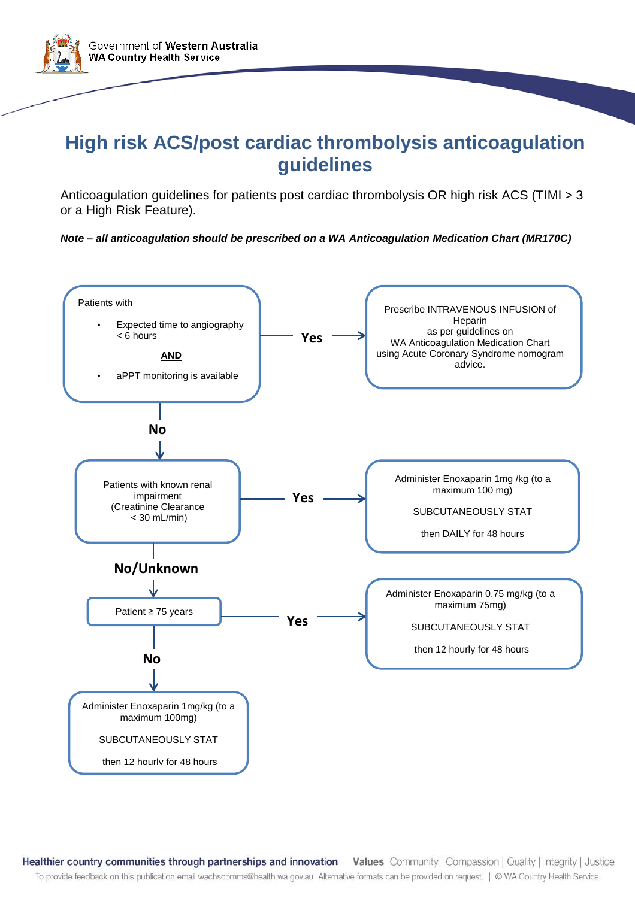# High risk ACS/post cardiac thrombolysis anticoagulation guidelines

Anticoagulation guidelines for patients post cardiac thrombolysis OR high risk ACS (TIMI > 3 or a High Risk Feature).

***Note – all anticoagulation should be prescribed on a WA Anticoagulation Medication Chart (MR170C)***

Patients with

- Expected time to angiography < 6 hours

**AND**

- aPPT monitoring is available

**Yes** → Prescribe INTRAVENOUS INFUSION of Heparin as per guidelines on WA Anticoagulation Medication Chart using Acute Coronary Syndrome nomogram advice.

**No** ↓

Patients with known renal impairment (Creatinine Clearance < 30 mL/min)

**Yes** → Administer Enoxaparin 1mg /kg (to a maximum 100 mg) SUBCUTANEOUSLY STAT then DAILY for 48 hours

**No/Unknown** ↓

Patient ≥ 75 years

**Yes** → Administer Enoxaparin 0.75 mg/kg (to a maximum 75mg) SUBCUTANEOUSLY STAT then 12 hourly for 48 hours

**No** ↓

Administer Enoxaparin 1mg/kg (to a maximum 100mg) SUBCUTANEOUSLY STAT then 12 hourly for 48 hours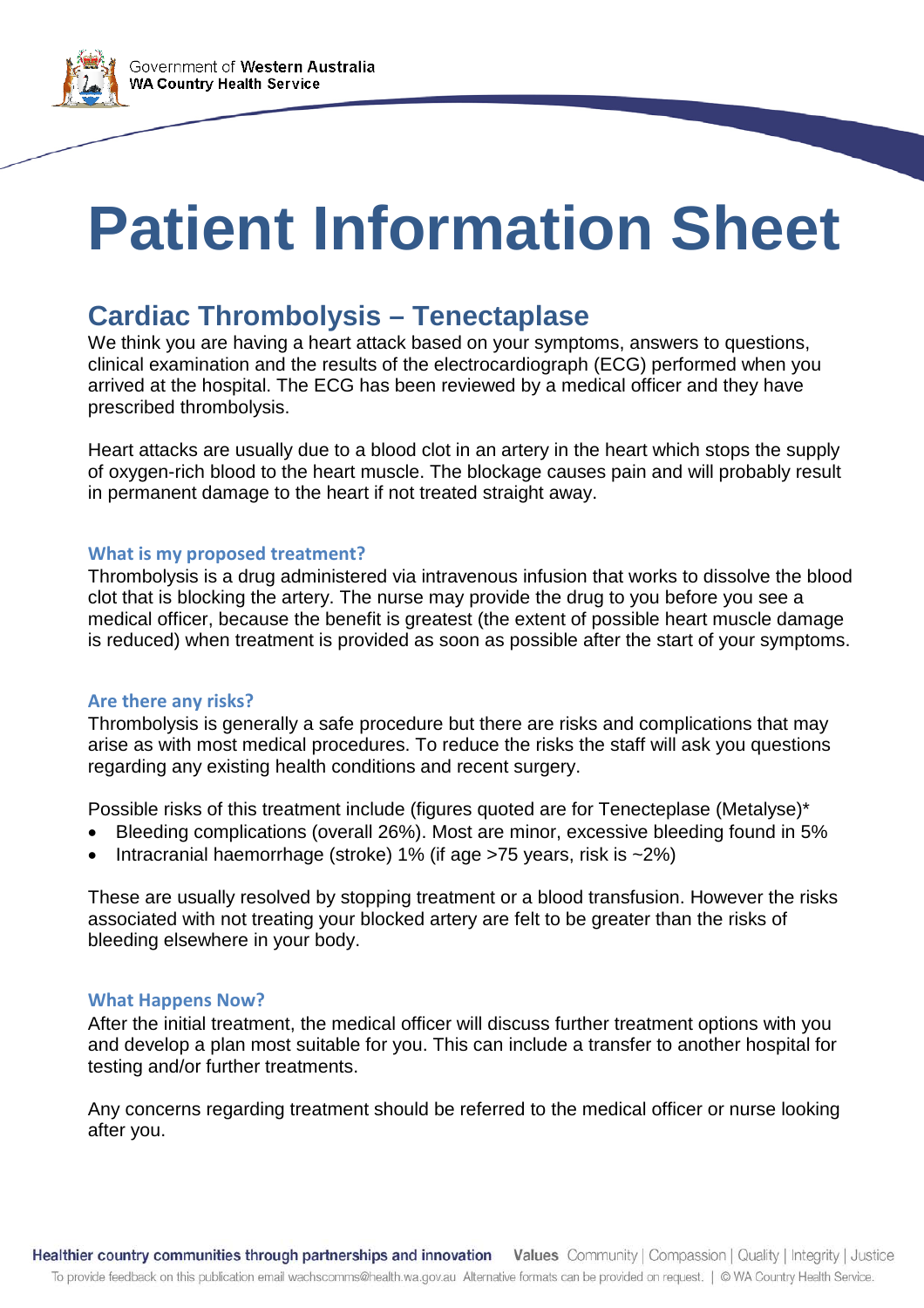Government of Western Australia
WA Country Health Service

# Patient Information Sheet

## Cardiac Thrombolysis – Tenectaplase

We think you are having a heart attack based on your symptoms, answers to questions, clinical examination and the results of the electrocardiograph (ECG) performed when you arrived at the hospital. The ECG has been reviewed by a medical officer and they have prescribed thrombolysis.

Heart attacks are usually due to a blood clot in an artery in the heart which stops the supply of oxygen-rich blood to the heart muscle. The blockage causes pain and will probably result in permanent damage to the heart if not treated straight away.

### What is my proposed treatment?

Thrombolysis is a drug administered via intravenous infusion that works to dissolve the blood clot that is blocking the artery. The nurse may provide the drug to you before you see a medical officer, because the benefit is greatest (the extent of possible heart muscle damage is reduced) when treatment is provided as soon as possible after the start of your symptoms.

### Are there any risks?

Thrombolysis is generally a safe procedure but there are risks and complications that may arise as with most medical procedures. To reduce the risks the staff will ask you questions regarding any existing health conditions and recent surgery.

Possible risks of this treatment include (figures quoted are for Tenecteplase (Metalyse)*

- Bleeding complications (overall 26%). Most are minor, excessive bleeding found in 5%
- Intracranial haemorrhage (stroke) 1% (if age >75 years, risk is ~2%)

These are usually resolved by stopping treatment or a blood transfusion. However the risks associated with not treating your blocked artery are felt to be greater than the risks of bleeding elsewhere in your body.

### What Happens Now?

After the initial treatment, the medical officer will discuss further treatment options with you and develop a plan most suitable for you. This can include a transfer to another hospital for testing and/or further treatments.

Any concerns regarding treatment should be referred to the medical officer or nurse looking after you.